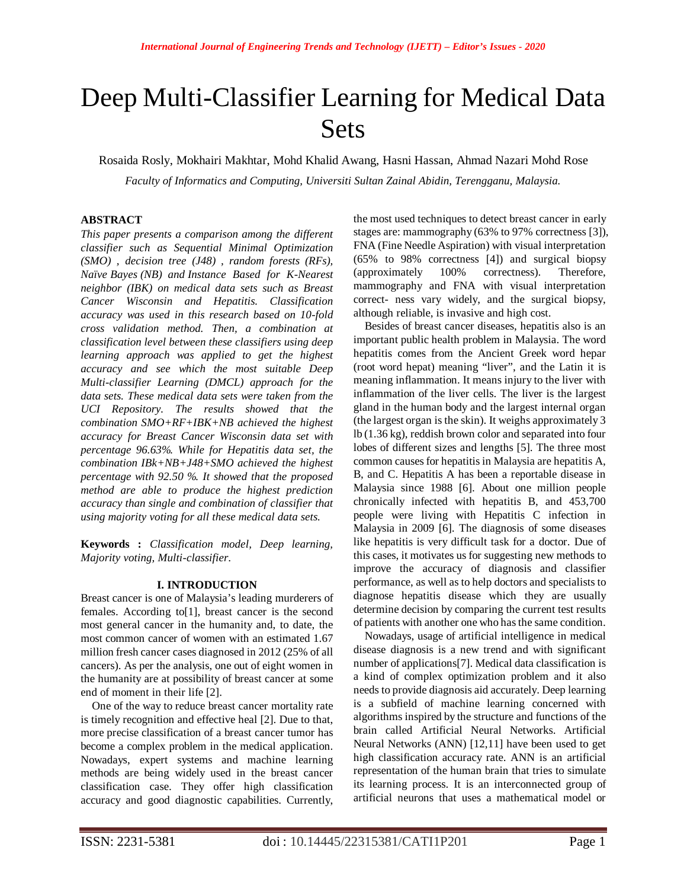# Deep Multi-Classifier Learning for Medical Data Sets

Rosaida Rosly, Mokhairi Makhtar, Mohd Khalid Awang, Hasni Hassan, Ahmad Nazari Mohd Rose

*Faculty of Informatics and Computing, Universiti Sultan Zainal Abidin, Terengganu, Malaysia.*

## ABSTRACT

*This paper presents a comparison among the different classifier such as Sequential Minimal Optimization (SMO) , decision tree (J48) , random forests (RFs), Naïve Bayes (NB) and Instance Based for K-Nearest neighbor (IBK) on medical data sets such as Breast Cancer Wisconsin and Hepatitis. Classification accuracy was used in this research based on 10-fold cross validation method. Then, a combination at classification level between these classifiers using deep learning approach was applied to get the highest accuracy and see which the most suitable Deep Multi-classifier Learning (DMCL) approach for the data sets. These medical data sets were taken from the UCI Repository. The results showed that the combination SMO+RF+IBK+NB achieved the highest accuracy for Breast Cancer Wisconsin data set with percentage 96.63%. While for Hepatitis data set, the combination IBk+NB+J48+SMO achieved the highest percentage with 92.50 %. It showed that the proposed method are able to produce the highest prediction accuracy than single and combination of classifier that using majority voting for all these medical data sets.*

**Keywords :** *Classification model, Deep learning, Majority voting, Multi-classifier.*

## I. INTRODUCTION

Breast cancer is one of Malaysia's leading murderers of females. According to[1], breast cancer is the second most general cancer in the humanity and, to date, the most common cancer of women with an estimated 1.67 million fresh cancer cases diagnosed in 2012 (25% of all cancers). As per the analysis, one out of eight women in the humanity are at possibility of breast cancer at some end of moment in their life [2].

One of the way to reduce breast cancer mortality rate is timely recognition and effective heal [2]. Due to that, more precise classification of a breast cancer tumor has become a complex problem in the medical application. Nowadays, expert systems and machine learning methods are being widely used in the breast cancer classification case. They offer high classification accuracy and good diagnostic capabilities. Currently, the most used techniques to detect breast cancer in early stages are: mammography (63% to 97% correctness [3]), FNA (Fine Needle Aspiration) with visual interpretation (65% to 98% correctness [4]) and surgical biopsy (approximately 100% correctness). Therefore, mammography and FNA with visual interpretation correct- ness vary widely, and the surgical biopsy, although reliable, is invasive and high cost.

Besides of breast cancer diseases, hepatitis also is an important public health problem in Malaysia. The word hepatitis comes from the Ancient Greek word hepar (root word hepat) meaning "liver", and the Latin it is meaning inflammation. It means injury to the liver with inflammation of the liver cells. The liver is the largest gland in the human body and the largest internal organ (the largest organ is the skin). It weighs approximately 3 lb (1.36 kg), reddish brown color and separated into four lobes of different sizes and lengths [5]. The three most common causes for hepatitis in Malaysia are hepatitis A, B, and C. Hepatitis A has been a reportable disease in Malaysia since 1988 [6]. About one million people chronically infected with hepatitis B, and 453,700 people were living with Hepatitis C infection in Malaysia in 2009 [6]. The diagnosis of some diseases like hepatitis is very difficult task for a doctor. Due of this cases, it motivates us for suggesting new methods to improve the accuracy of diagnosis and classifier performance, as well as to help doctors and specialists to diagnose hepatitis disease which they are usually determine decision by comparing the current test results of patients with another one who has the same condition.

Nowadays, usage of artificial intelligence in medical disease diagnosis is a new trend and with significant number of applications[7]. Medical data classification is a kind of complex optimization problem and it also needs to provide diagnosis aid accurately. Deep learning is a subfield of machine learning concerned with algorithms inspired by the structure and functions of the brain called Artificial Neural Networks. Artificial Neural Networks (ANN) [12,11] have been used to get high classification accuracy rate. ANN is an artificial representation of the human brain that tries to simulate its learning process. It is an interconnected group of artificial neurons that uses a mathematical model or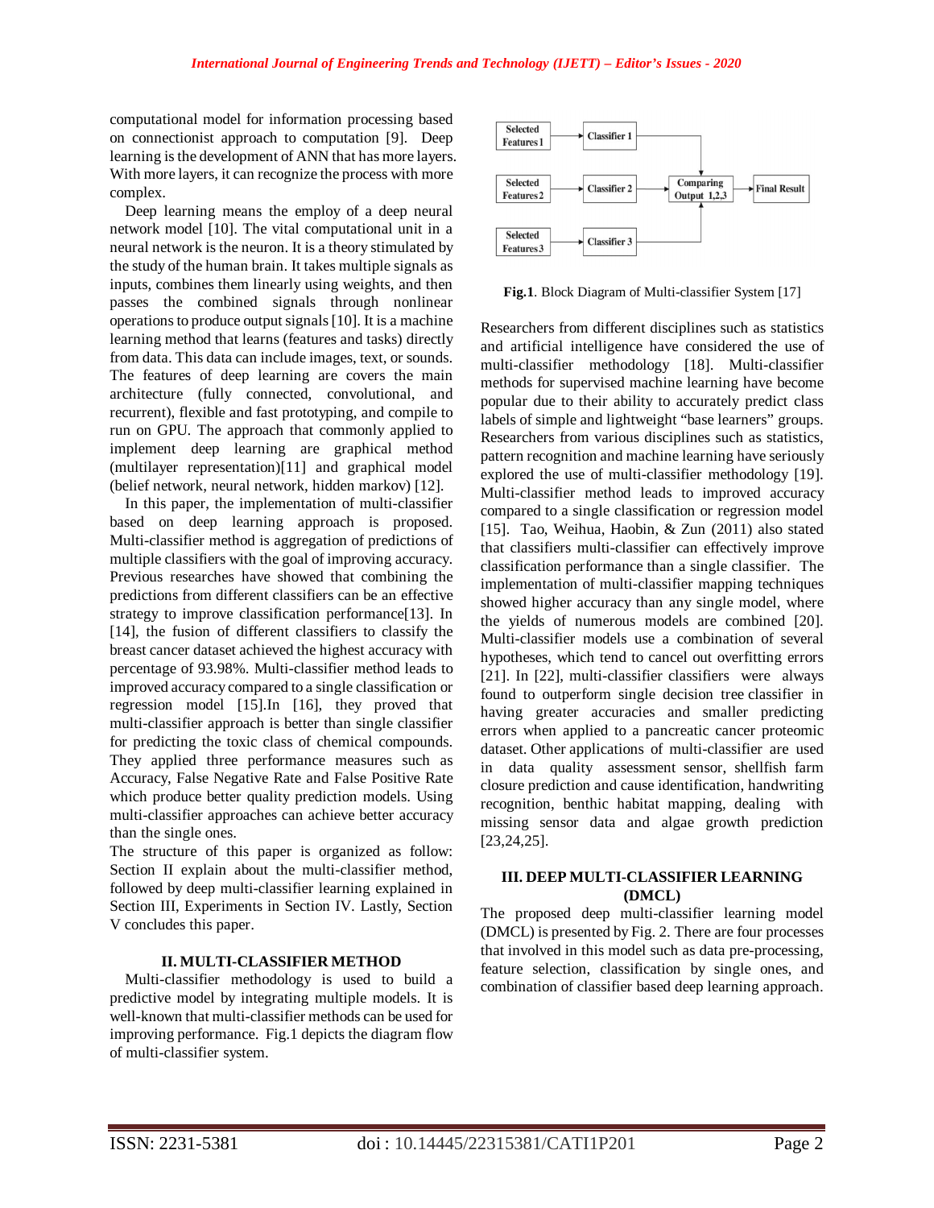computational model for information processing based on connectionist approach to computation [9]. Deep learning is the development of ANN that has more layers. With more layers, it can recognize the process with more complex.

Deep learning means the employ of a deep neural network model [10]. The vital computational unit in a neural network is the neuron. It is a theory stimulated by the study of the human brain. It takes multiple signals as inputs, combines them linearly using weights, and then passes the combined signals through nonlinear operations to produce output signals [10]. It is a machine learning method that learns (features and tasks) directly from data. This data can include images, text, or sounds. The features of deep learning are covers the main architecture (fully connected, convolutional, and recurrent), flexible and fast prototyping, and compile to run on GPU. The approach that commonly applied to implement deep learning are graphical method (multilayer representation)[11] and graphical model (belief network, neural network, hidden markov) [12].

In this paper, the implementation of multi-classifier based on deep learning approach is proposed. Multi-classifier method is aggregation of predictions of multiple classifiers with the goal of improving accuracy. Previous researches have showed that combining the predictions from different classifiers can be an effective strategy to improve classification performance[13]. In [14], the fusion of different classifiers to classify the breast cancer dataset achieved the highest accuracy with percentage of 93.98%. Multi-classifier method leads to improved accuracy compared to a single classification or regression model [15].In [16], they proved that multi-classifier approach is better than single classifier for predicting the toxic class of chemical compounds. They applied three performance measures such as Accuracy, False Negative Rate and False Positive Rate which produce better quality prediction models. Using multi-classifier approaches can achieve better accuracy than the single ones.

The structure of this paper is organized as follow: Section II explain about the multi-classifier method, followed by deep multi-classifier learning explained in Section III, Experiments in Section IV. Lastly, Section V concludes this paper.

## II. MULTI-CLASSIFIER METHOD

Multi-classifier methodology is used to build a predictive model by integrating multiple models. It is well-known that multi-classifier methods can be used for improving performance. Fig.1 depicts the diagram flow of multi-classifier system.

Selected Features 1 → Classifier 1
Selected Features 2 → Classifier 2 → Comparing Output 1,2,3 → Final Result
Selected Features 3 → Classifier 3

**Fig.1**. Block Diagram of Multi-classifier System [17]

Researchers from different disciplines such as statistics and artificial intelligence have considered the use of multi-classifier methodology [18]. Multi-classifier methods for supervised machine learning have become popular due to their ability to accurately predict class labels of simple and lightweight "base learners" groups. Researchers from various disciplines such as statistics, pattern recognition and machine learning have seriously explored the use of multi-classifier methodology [19]. Multi-classifier method leads to improved accuracy compared to a single classification or regression model [15]. Tao, Weihua, Haobin, & Zun (2011) also stated that classifiers multi-classifier can effectively improve classification performance than a single classifier. The implementation of multi-classifier mapping techniques showed higher accuracy than any single model, where the yields of numerous models are combined [20]. Multi-classifier models use a combination of several hypotheses, which tend to cancel out overfitting errors [21]. In [22], multi-classifier classifiers were always found to outperform single decision tree classifier in having greater accuracies and smaller predicting errors when applied to a pancreatic cancer proteomic dataset. Other applications of multi-classifier are used in data quality assessment sensor, shellfish farm closure prediction and cause identification, handwriting recognition, benthic habitat mapping, dealing with missing sensor data and algae growth prediction [23,24,25].

## III. DEEP MULTI-CLASSIFIER LEARNING (DMCL)

The proposed deep multi-classifier learning model (DMCL) is presented by Fig. 2. There are four processes that involved in this model such as data pre-processing, feature selection, classification by single ones, and combination of classifier based deep learning approach.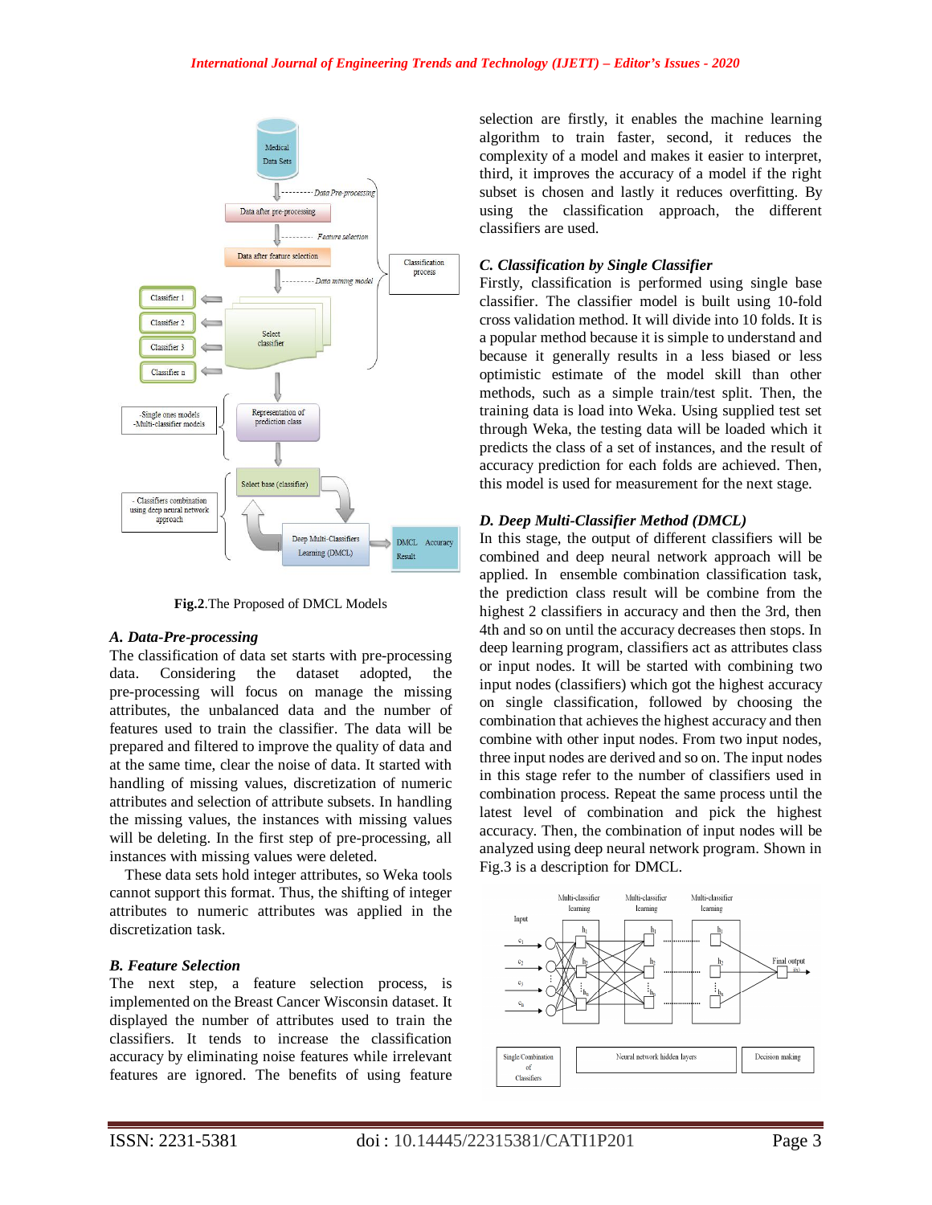Fig.2.The Proposed of DMCL Models

### A. Data-Pre-processing

The classification of data set starts with pre-processing data. Considering the dataset adopted, the pre-processing will focus on manage the missing attributes, the unbalanced data and the number of features used to train the classifier. The data will be prepared and filtered to improve the quality of data and at the same time, clear the noise of data. It started with handling of missing values, discretization of numeric attributes and selection of attribute subsets. In handling the missing values, the instances with missing values will be deleting. In the first step of pre-processing, all instances with missing values were deleted.

These data sets hold integer attributes, so Weka tools cannot support this format. Thus, the shifting of integer attributes to numeric attributes was applied in the discretization task.

### B. Feature Selection

The next step, a feature selection process, is implemented on the Breast Cancer Wisconsin dataset. It displayed the number of attributes used to train the classifiers. It tends to increase the classification accuracy by eliminating noise features while irrelevant features are ignored. The benefits of using feature selection are firstly, it enables the machine learning algorithm to train faster, second, it reduces the complexity of a model and makes it easier to interpret, third, it improves the accuracy of a model if the right subset is chosen and lastly it reduces overfitting. By using the classification approach, the different classifiers are used.

### C. Classification by Single Classifier

Firstly, classification is performed using single base classifier. The classifier model is built using 10-fold cross validation method. It will divide into 10 folds. It is a popular method because it is simple to understand and because it generally results in a less biased or less optimistic estimate of the model skill than other methods, such as a simple train/test split. Then, the training data is load into Weka. Using supplied test set through Weka, the testing data will be loaded which it predicts the class of a set of instances, and the result of accuracy prediction for each folds are achieved. Then, this model is used for measurement for the next stage.

### D. Deep Multi-Classifier Method (DMCL)

In this stage, the output of different classifiers will be combined and deep neural network approach will be applied. In ensemble combination classification task, the prediction class result will be combine from the highest 2 classifiers in accuracy and then the 3rd, then 4th and so on until the accuracy decreases then stops. In deep learning program, classifiers act as attributes class or input nodes. It will be started with combining two input nodes (classifiers) which got the highest accuracy on single classification, followed by choosing the combination that achieves the highest accuracy and then combine with other input nodes. From two input nodes, three input nodes are derived and so on. The input nodes in this stage refer to the number of classifiers used in combination process. Repeat the same process until the latest level of combination and pick the highest accuracy. Then, the combination of input nodes will be analyzed using deep neural network program. Shown in Fig.3 is a description for DMCL.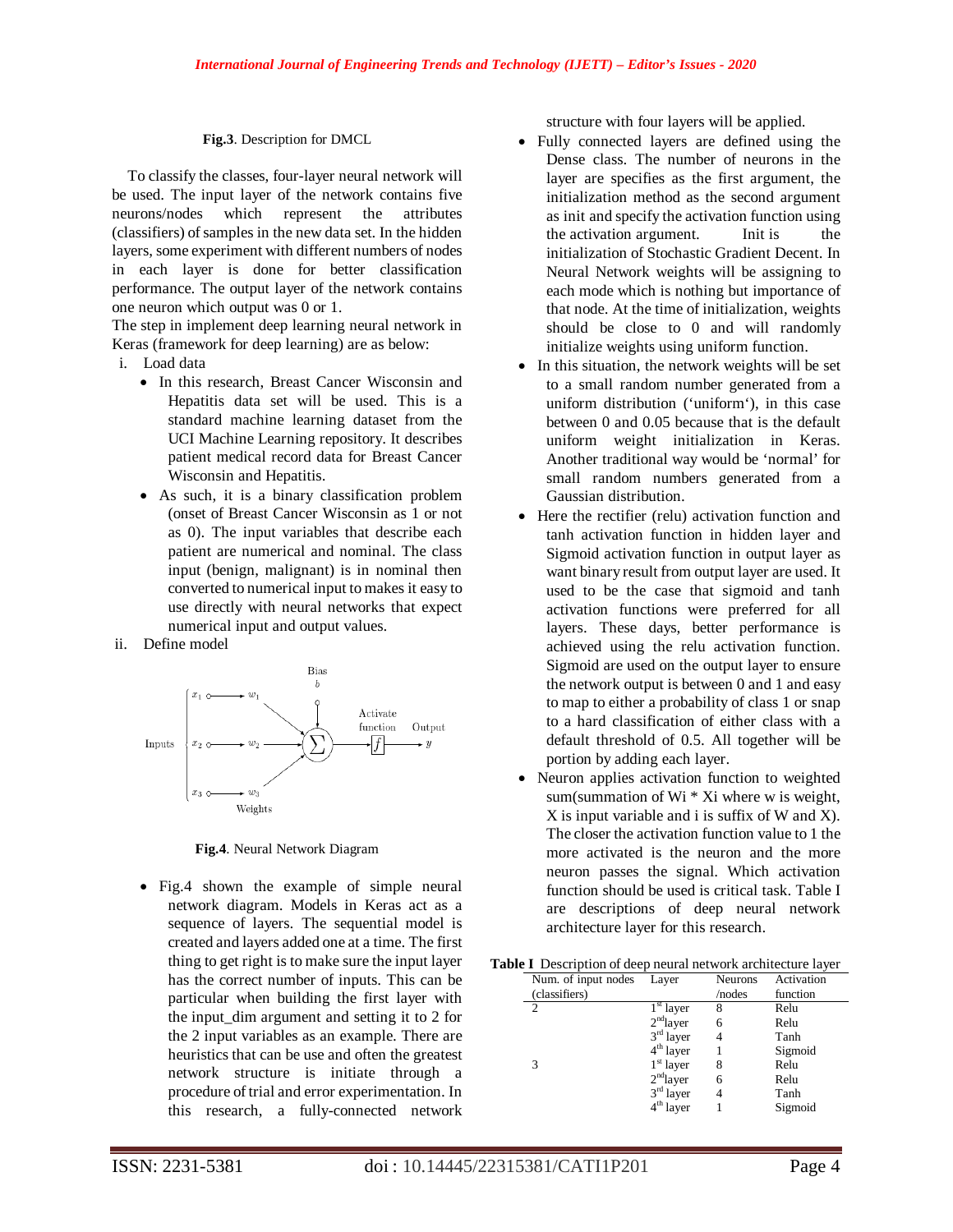**Fig.3**. Description for DMCL

To classify the classes, four-layer neural network will be used. The input layer of the network contains five neurons/nodes which represent the attributes (classifiers) of samples in the new data set. In the hidden layers, some experiment with different numbers of nodes in each layer is done for better classification performance. The output layer of the network contains one neuron which output was 0 or 1.

The step in implement deep learning neural network in Keras (framework for deep learning) are as below:

i. Load data
   - In this research, Breast Cancer Wisconsin and Hepatitis data set will be used. This is a standard machine learning dataset from the UCI Machine Learning repository. It describes patient medical record data for Breast Cancer Wisconsin and Hepatitis.
   - As such, it is a binary classification problem (onset of Breast Cancer Wisconsin as 1 or not as 0). The input variables that describe each patient are numerical and nominal. The class input (benign, malignant) is in nominal then converted to numerical input to makes it easy to use directly with neural networks that expect numerical input and output values.

ii. Define model

**Fig.4**. Neural Network Diagram

   - Fig.4 shown the example of simple neural network diagram. Models in Keras act as a sequence of layers. The sequential model is created and layers added one at a time. The first thing to get right is to make sure the input layer has the correct number of inputs. This can be particular when building the first layer with the input_dim argument and setting it to 2 for the 2 input variables as an example. There are heuristics that can be use and often the greatest network structure is initiate through a procedure of trial and error experimentation. In this research, a fully-connected network structure with four layers will be applied.
   - Fully connected layers are defined using the Dense class. The number of neurons in the layer are specifies as the first argument, the initialization method as the second argument as init and specify the activation function using the activation argument. Init is the initialization of Stochastic Gradient Decent. In Neural Network weights will be assigning to each mode which is nothing but importance of that node. At the time of initialization, weights should be close to 0 and will randomly initialize weights using uniform function.
   - In this situation, the network weights will be set to a small random number generated from a uniform distribution ('uniform'), in this case between 0 and 0.05 because that is the default uniform weight initialization in Keras. Another traditional way would be 'normal' for small random numbers generated from a Gaussian distribution.
   - Here the rectifier (relu) activation function and tanh activation function in hidden layer and Sigmoid activation function in output layer as want binary result from output layer are used. It used to be the case that sigmoid and tanh activation functions were preferred for all layers. These days, better performance is achieved using the relu activation function. Sigmoid are used on the output layer to ensure the network output is between 0 and 1 and easy to map to either a probability of class 1 or snap to a hard classification of either class with a default threshold of 0.5. All together will be portion by adding each layer.
   - Neuron applies activation function to weighted sum(summation of Wi * Xi where w is weight, X is input variable and i is suffix of W and X). The closer the activation function value to 1 the more activated is the neuron and the more neuron passes the signal. Which activation function should be used is critical task. Table I are descriptions of deep neural network architecture layer for this research.

**Table I** Description of deep neural network architecture layer

| Num. of input nodes (classifiers) | Layer | Neurons /nodes | Activation function |
|---|---|---|---|
| 2 | 1st layer | 8 | Relu |
| | 2nd layer | 6 | Relu |
| | 3rd layer | 4 | Tanh |
| | 4th layer | 1 | Sigmoid |
| 3 | 1st layer | 8 | Relu |
| | 2nd layer | 6 | Relu |
| | 3rd layer | 4 | Tanh |
| | 4th layer | 1 | Sigmoid |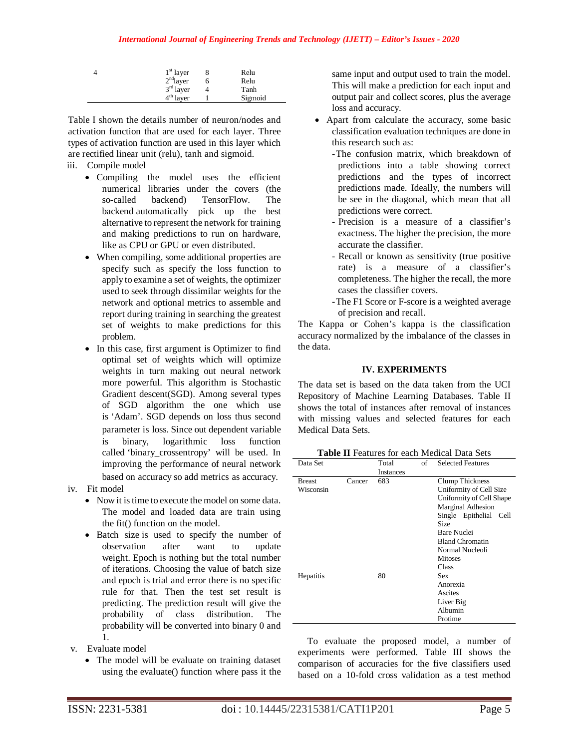| 4 | 1st layer | 8 | Relu |
|---|---|---|---|
| | 2nd layer | 6 | Relu |
| | 3rd layer | 4 | Tanh |
| | 4th layer | 1 | Sigmoid |

Table I shown the details number of neuron/nodes and activation function that are used for each layer. Three types of activation function are used in this layer which are rectified linear unit (relu), tanh and sigmoid.

iii. Compile model

- Compiling the model uses the efficient numerical libraries under the covers (the so-called backend) TensorFlow. The backend automatically pick up the best alternative to represent the network for training and making predictions to run on hardware, like as CPU or GPU or even distributed.
- When compiling, some additional properties are specify such as specify the loss function to apply to examine a set of weights, the optimizer used to seek through dissimilar weights for the network and optional metrics to assemble and report during training in searching the greatest set of weights to make predictions for this problem.
- In this case, first argument is Optimizer to find optimal set of weights which will optimize weights in turn making out neural network more powerful. This algorithm is Stochastic Gradient descent(SGD). Among several types of SGD algorithm the one which use is 'Adam'. SGD depends on loss thus second parameter is loss. Since out dependent variable is binary, logarithmic loss function called 'binary_crossentropy' will be used. In improving the performance of neural network based on accuracy so add metrics as accuracy.

iv. Fit model

- Now it is time to execute the model on some data. The model and loaded data are train using the fit() function on the model.
- Batch size is used to specify the number of observation after want to update weight. Epoch is nothing but the total number of iterations. Choosing the value of batch size and epoch is trial and error there is no specific rule for that. Then the test set result is predicting. The prediction result will give the probability of class distribution. The probability will be converted into binary 0 and 1.

v. Evaluate model

- The model will be evaluate on training dataset using the evaluate() function where pass it the same input and output used to train the model. This will make a prediction for each input and output pair and collect scores, plus the average loss and accuracy.
- Apart from calculate the accuracy, some basic classification evaluation techniques are done in this research such as:
  - The confusion matrix, which breakdown of predictions into a table showing correct predictions and the types of incorrect predictions made. Ideally, the numbers will be see in the diagonal, which mean that all predictions were correct.
  - Precision is a measure of a classifier's exactness. The higher the precision, the more accurate the classifier.
  - Recall or known as sensitivity (true positive rate) is a measure of a classifier's completeness. The higher the recall, the more cases the classifier covers.
  - The F1 Score or F-score is a weighted average of precision and recall.

The Kappa or Cohen's kappa is the classification accuracy normalized by the imbalance of the classes in the data.

## IV. EXPERIMENTS

The data set is based on the data taken from the UCI Repository of Machine Learning Databases. Table II shows the total of instances after removal of instances with missing values and selected features for each Medical Data Sets.

**Table II** Features for each Medical Data Sets

| Data Set | Total of Instances | Selected Features |
|---|---|---|
| Breast Cancer Wisconsin | 683 | Clump Thickness<br>Uniformity of Cell Size<br>Uniformity of Cell Shape<br>Marginal Adhesion<br>Single Epithelial Cell Size<br>Bare Nuclei<br>Bland Chromatin<br>Normal Nucleoli<br>Mitoses<br>Class |
| Hepatitis | 80 | Sex<br>Anorexia<br>Ascites<br>Liver Big<br>Albumin<br>Protime |

To evaluate the proposed model, a number of experiments were performed. Table III shows the comparison of accuracies for the five classifiers used based on a 10-fold cross validation as a test method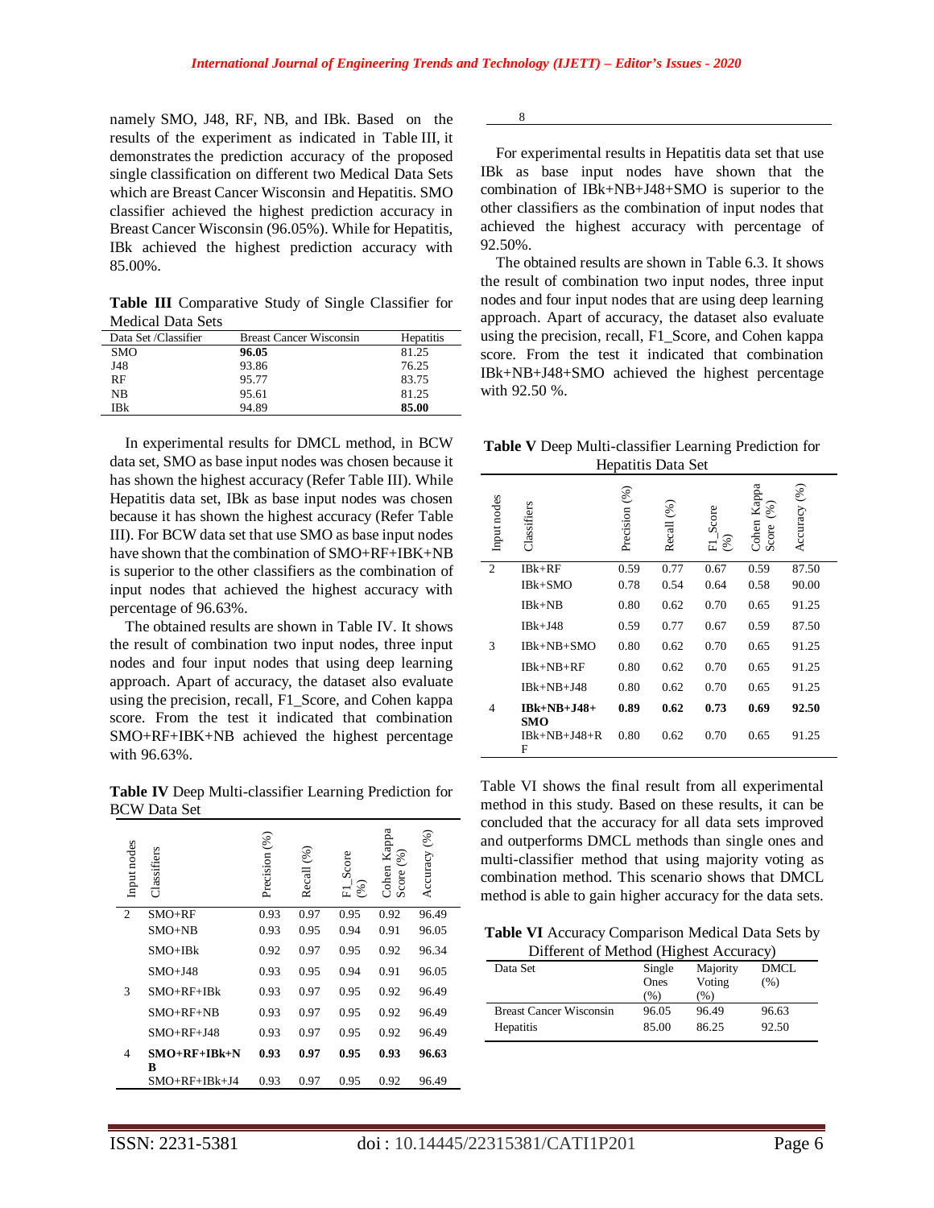namely SMO, J48, RF, NB, and IBk. Based on the results of the experiment as indicated in Table III, it demonstrates the prediction accuracy of the proposed single classification on different two Medical Data Sets which are Breast Cancer Wisconsin and Hepatitis. SMO classifier achieved the highest prediction accuracy in Breast Cancer Wisconsin (96.05%). While for Hepatitis, IBk achieved the highest prediction accuracy with 85.00%.

**Table III** Comparative Study of Single Classifier for Medical Data Sets

| Data Set /Classifier | Breast Cancer Wisconsin | Hepatitis |
|---|---|---|
| SMO | **96.05** | 81.25 |
| J48 | 93.86 | 76.25 |
| RF | 95.77 | 83.75 |
| NB | 95.61 | 81.25 |
| IBk | 94.89 | **85.00** |

In experimental results for DMCL method, in BCW data set, SMO as base input nodes was chosen because it has shown the highest accuracy (Refer Table III). While Hepatitis data set, IBk as base input nodes was chosen because it has shown the highest accuracy (Refer Table III). For BCW data set that use SMO as base input nodes have shown that the combination of SMO+RF+IBK+NB is superior to the other classifiers as the combination of input nodes that achieved the highest accuracy with percentage of 96.63%.

The obtained results are shown in Table IV. It shows the result of combination two input nodes, three input nodes and four input nodes that using deep learning approach. Apart of accuracy, the dataset also evaluate using the precision, recall, F1_Score, and Cohen kappa score. From the test it indicated that combination SMO+RF+IBK+NB achieved the highest percentage with 96.63%.

**Table IV** Deep Multi-classifier Learning Prediction for BCW Data Set

| Input nodes | Classifiers | Precision (%) | Recall (%) | F1_Score (%) | Cohen Kappa Score (%) | Accuracy (%) |
|---|---|---|---|---|---|---|
| 2 | SMO+RF | 0.93 | 0.97 | 0.95 | 0.92 | 96.49 |
| | SMO+NB | 0.93 | 0.95 | 0.94 | 0.91 | 96.05 |
| | SMO+IBk | 0.92 | 0.97 | 0.95 | 0.92 | 96.34 |
| | SMO+J48 | 0.93 | 0.95 | 0.94 | 0.91 | 96.05 |
| 3 | SMO+RF+IBk | 0.93 | 0.97 | 0.95 | 0.92 | 96.49 |
| | SMO+RF+NB | 0.93 | 0.97 | 0.95 | 0.92 | 96.49 |
| | SMO+RF+J48 | 0.93 | 0.97 | 0.95 | 0.92 | 96.49 |
| 4 | **SMO+RF+IBk+NB** | **0.93** | **0.97** | **0.95** | **0.93** | **96.63** |
| | SMO+RF+IBk+J4 | 0.93 | 0.97 | 0.95 | 0.92 | 96.49 |

8

For experimental results in Hepatitis data set that use IBk as base input nodes have shown that the combination of IBk+NB+J48+SMO is superior to the other classifiers as the combination of input nodes that achieved the highest accuracy with percentage of 92.50%.

The obtained results are shown in Table 6.3. It shows the result of combination two input nodes, three input nodes and four input nodes that are using deep learning approach. Apart of accuracy, the dataset also evaluate using the precision, recall, F1_Score, and Cohen kappa score. From the test it indicated that combination IBk+NB+J48+SMO achieved the highest percentage with 92.50 %.

**Table V** Deep Multi-classifier Learning Prediction for Hepatitis Data Set

| Input nodes | Classifiers | Precision (%) | Recall (%) | F1_Score (%) | Cohen Kappa Score (%) | Accuracy (%) |
|---|---|---|---|---|---|---|
| 2 | IBk+RF | 0.59 | 0.77 | 0.67 | 0.59 | 87.50 |
| | IBk+SMO | 0.78 | 0.54 | 0.64 | 0.58 | 90.00 |
| | IBk+NB | 0.80 | 0.62 | 0.70 | 0.65 | 91.25 |
| | IBk+J48 | 0.59 | 0.77 | 0.67 | 0.59 | 87.50 |
| 3 | IBk+NB+SMO | 0.80 | 0.62 | 0.70 | 0.65 | 91.25 |
| | IBk+NB+RF | 0.80 | 0.62 | 0.70 | 0.65 | 91.25 |
| | IBk+NB+J48 | 0.80 | 0.62 | 0.70 | 0.65 | 91.25 |
| 4 | **IBk+NB+J48+SMO** | **0.89** | **0.62** | **0.73** | **0.69** | **92.50** |
| | IBk+NB+J48+RF | 0.80 | 0.62 | 0.70 | 0.65 | 91.25 |

Table VI shows the final result from all experimental method in this study. Based on these results, it can be concluded that the accuracy for all data sets improved and outperforms DMCL methods than single ones and multi-classifier method that using majority voting as combination method. This scenario shows that DMCL method is able to gain higher accuracy for the data sets.

**Table VI** Accuracy Comparison Medical Data Sets by Different of Method (Highest Accuracy)

| Data Set | Single Ones (%) | Majority Voting (%) | DMCL (%) |
|---|---|---|---|
| Breast Cancer Wisconsin | 96.05 | 96.49 | 96.63 |
| Hepatitis | 85.00 | 86.25 | 92.50 |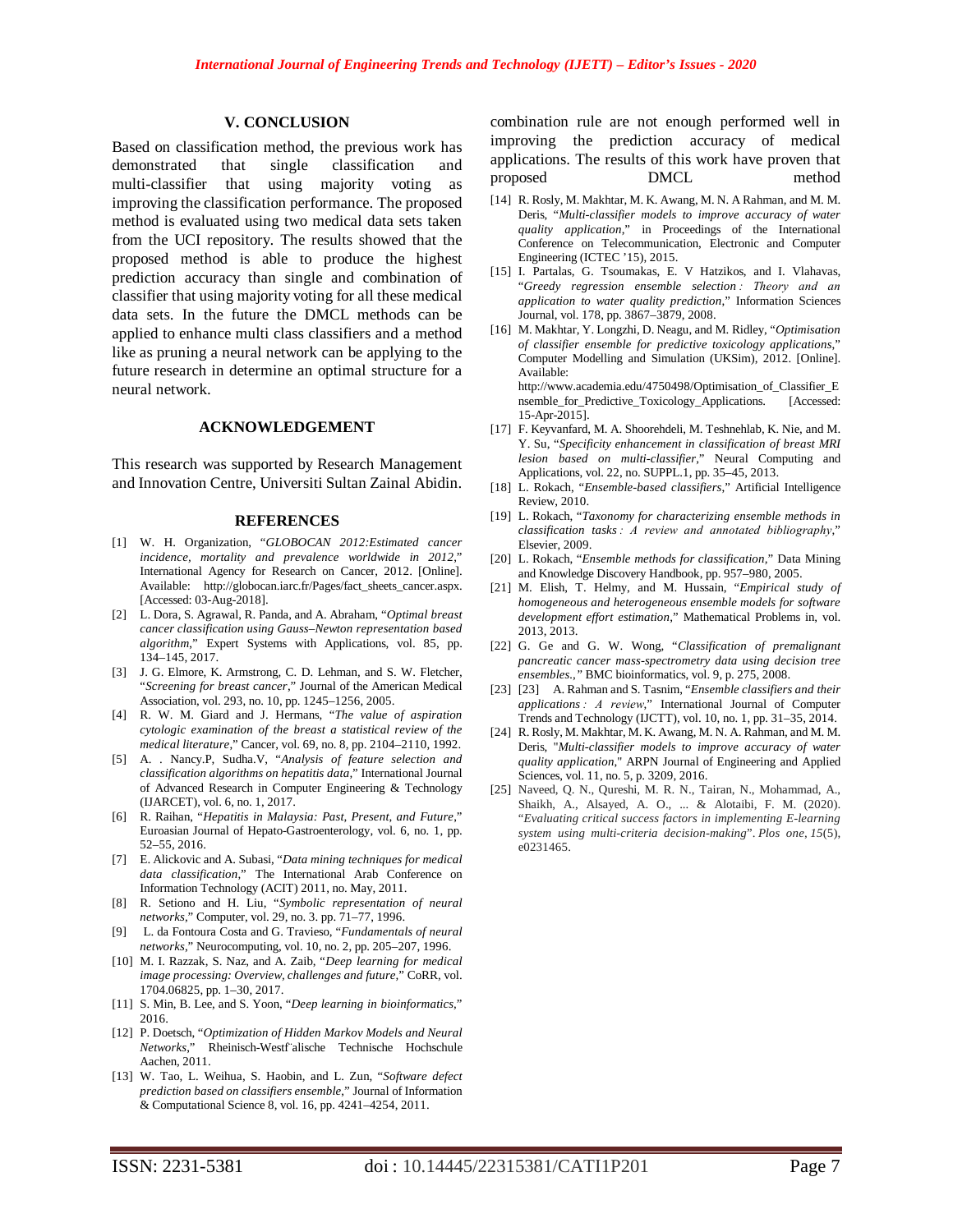## V. CONCLUSION

Based on classification method, the previous work has demonstrated that single classification and multi-classifier that using majority voting as improving the classification performance. The proposed method is evaluated using two medical data sets taken from the UCI repository. The results showed that the proposed method is able to produce the highest prediction accuracy than single and combination of classifier that using majority voting for all these medical data sets. In the future the DMCL methods can be applied to enhance multi class classifiers and a method like as pruning a neural network can be applying to the future research in determine an optimal structure for a neural network.

combination rule are not enough performed well in improving the prediction accuracy of medical applications. The results of this work have proven that proposed DMCL method

## ACKNOWLEDGEMENT

This research was supported by Research Management and Innovation Centre, Universiti Sultan Zainal Abidin.

## REFERENCES

[1] W. H. Organization, "*GLOBOCAN 2012:Estimated cancer incidence, mortality and prevalence worldwide in 2012*," International Agency for Research on Cancer, 2012. [Online]. Available: http://globocan.iarc.fr/Pages/fact_sheets_cancer.aspx. [Accessed: 03-Aug-2018].

[2] L. Dora, S. Agrawal, R. Panda, and A. Abraham, "*Optimal breast cancer classification using Gauss–Newton representation based algorithm*," Expert Systems with Applications, vol. 85, pp. 134–145, 2017.

[3] J. G. Elmore, K. Armstrong, C. D. Lehman, and S. W. Fletcher, "*Screening for breast cancer*," Journal of the American Medical Association, vol. 293, no. 10, pp. 1245–1256, 2005.

[4] R. W. M. Giard and J. Hermans, "*The value of aspiration cytologic examination of the breast a statistical review of the medical literature*," Cancer, vol. 69, no. 8, pp. 2104–2110, 1992.

[5] A. . Nancy.P, Sudha.V, "*Analysis of feature selection and classification algorithms on hepatitis data*," International Journal of Advanced Research in Computer Engineering & Technology (IJARCET), vol. 6, no. 1, 2017.

[6] R. Raihan, "*Hepatitis in Malaysia: Past, Present, and Future*," Euroasian Journal of Hepato-Gastroenterology, vol. 6, no. 1, pp. 52–55, 2016.

[7] E. Alickovic and A. Subasi, "*Data mining techniques for medical data classification*," The International Arab Conference on Information Technology (ACIT) 2011, no. May, 2011.

[8] R. Setiono and H. Liu, "*Symbolic representation of neural networks*," Computer, vol. 29, no. 3. pp. 71–77, 1996.

[9] L. da Fontoura Costa and G. Travieso, "*Fundamentals of neural networks*," Neurocomputing, vol. 10, no. 2, pp. 205–207, 1996.

[10] M. I. Razzak, S. Naz, and A. Zaib, "*Deep learning for medical image processing: Overview, challenges and future*," CoRR, vol. 1704.06825, pp. 1–30, 2017.

[11] S. Min, B. Lee, and S. Yoon, "*Deep learning in bioinformatics*," 2016.

[12] P. Doetsch, "*Optimization of Hidden Markov Models and Neural Networks*," Rheinisch-Westf¨alische Technische Hochschule Aachen, 2011.

[13] W. Tao, L. Weihua, S. Haobin, and L. Zun, "*Software defect prediction based on classifiers ensemble*," Journal of Information & Computational Science 8, vol. 16, pp. 4241–4254, 2011.

[14] R. Rosly, M. Makhtar, M. K. Awang, M. N. A Rahman, and M. M. Deris, "*Multi-classifier models to improve accuracy of water quality application*," in Proceedings of the International Conference on Telecommunication, Electronic and Computer Engineering (ICTEC '15), 2015.

[15] I. Partalas, G. Tsoumakas, E. V Hatzikos, and I. Vlahavas, "*Greedy regression ensemble selection : Theory and an application to water quality prediction*," Information Sciences Journal, vol. 178, pp. 3867–3879, 2008.

[16] M. Makhtar, Y. Longzhi, D. Neagu, and M. Ridley, "*Optimisation of classifier ensemble for predictive toxicology applications*," Computer Modelling and Simulation (UKSim), 2012. [Online]. Available: http://www.academia.edu/4750498/Optimisation_of_Classifier_Ensemble_for_Predictive_Toxicology_Applications. [Accessed: 15-Apr-2015].

[17] F. Keyvanfard, M. A. Shoorehdeli, M. Teshnehlab, K. Nie, and M. Y. Su, "*Specificity enhancement in classification of breast MRI lesion based on multi-classifier*," Neural Computing and Applications, vol. 22, no. SUPPL.1, pp. 35–45, 2013.

[18] L. Rokach, "*Ensemble-based classifiers*," Artificial Intelligence Review, 2010.

[19] L. Rokach, "*Taxonomy for characterizing ensemble methods in classification tasks : A review and annotated bibliography*," Elsevier, 2009.

[20] L. Rokach, "*Ensemble methods for classification*," Data Mining and Knowledge Discovery Handbook, pp. 957–980, 2005.

[21] M. Elish, T. Helmy, and M. Hussain, "*Empirical study of homogeneous and heterogeneous ensemble models for software development effort estimation*," Mathematical Problems in, vol. 2013, 2013.

[22] G. Ge and G. W. Wong, "*Classification of premalignant pancreatic cancer mass-spectrometry data using decision tree ensembles.*," BMC bioinformatics, vol. 9, p. 275, 2008.

[23] [23] A. Rahman and S. Tasnim, "*Ensemble classifiers and their applications : A review*," International Journal of Computer Trends and Technology (IJCTT), vol. 10, no. 1, pp. 31–35, 2014.

[24] R. Rosly, M. Makhtar, M. K. Awang, M. N. A. Rahman, and M. M. Deris, "*Multi-classifier models to improve accuracy of water quality application*," ARPN Journal of Engineering and Applied Sciences, vol. 11, no. 5, p. 3209, 2016.

[25] Naveed, Q. N., Qureshi, M. R. N., Tairan, N., Mohammad, A., Shaikh, A., Alsayed, A. O., ... & Alotaibi, F. M. (2020). "*Evaluating critical success factors in implementing E-learning system using multi-criteria decision-making*". *Plos one*, *15*(5), e0231465.